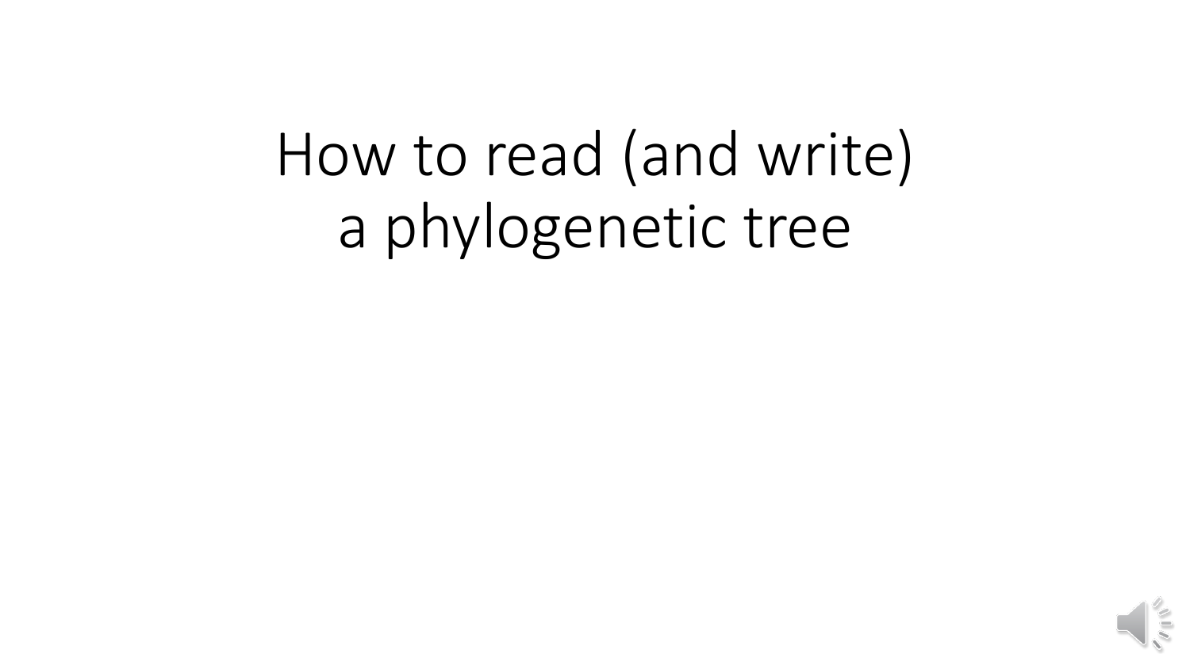# How to read (and write) a phylogenetic tree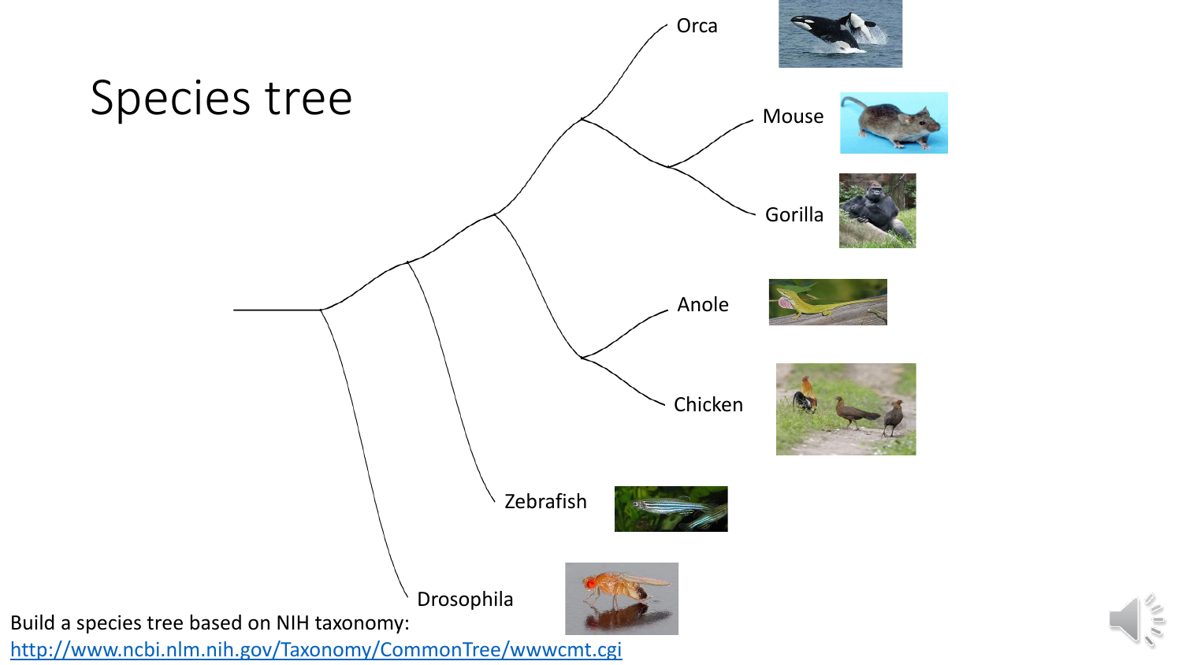# Species tree

Orca

Mouse

Gorilla

Anole

Chicken

Zebrafish

Drosophila

Build a species tree based on NIH taxonomy:
[http://www.ncbi.nlm.nih.gov/Taxonomy/CommonTree/wwwcmt.cgi](http://www.ncbi.nlm.nih.gov/Taxonomy/CommonTree/wwwcmt.cgi)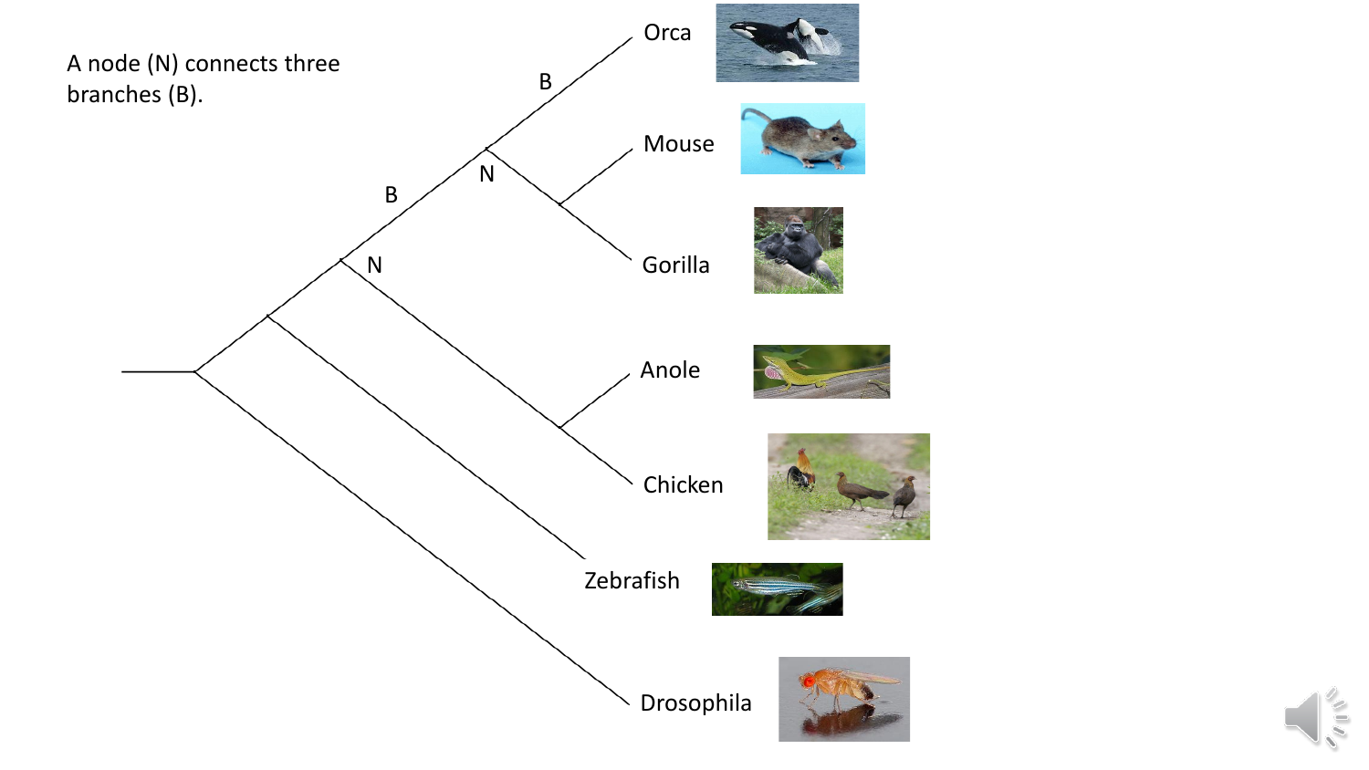A node (N) connects three branches (B).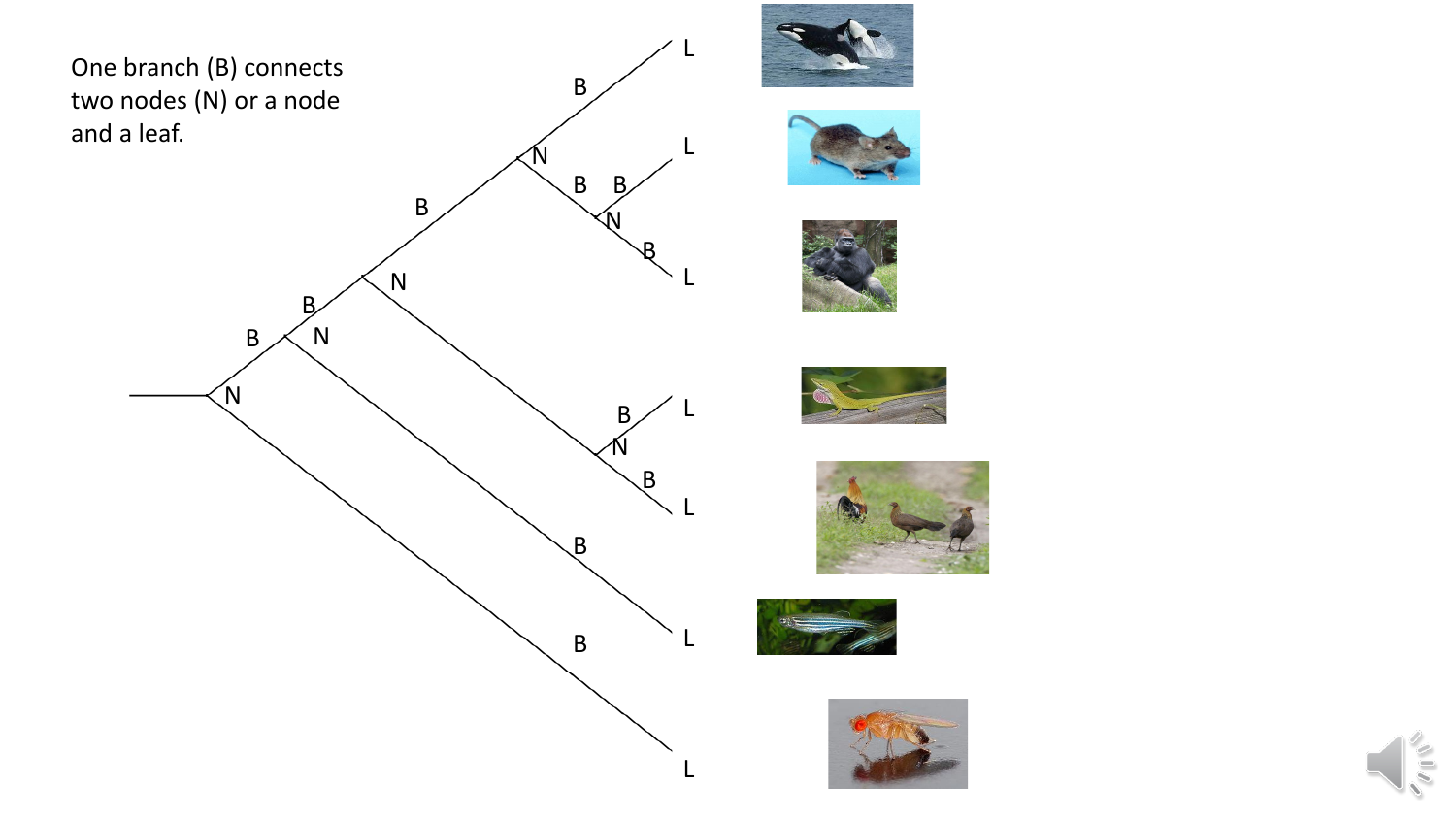One branch (B) connects two nodes (N) or a node and a leaf.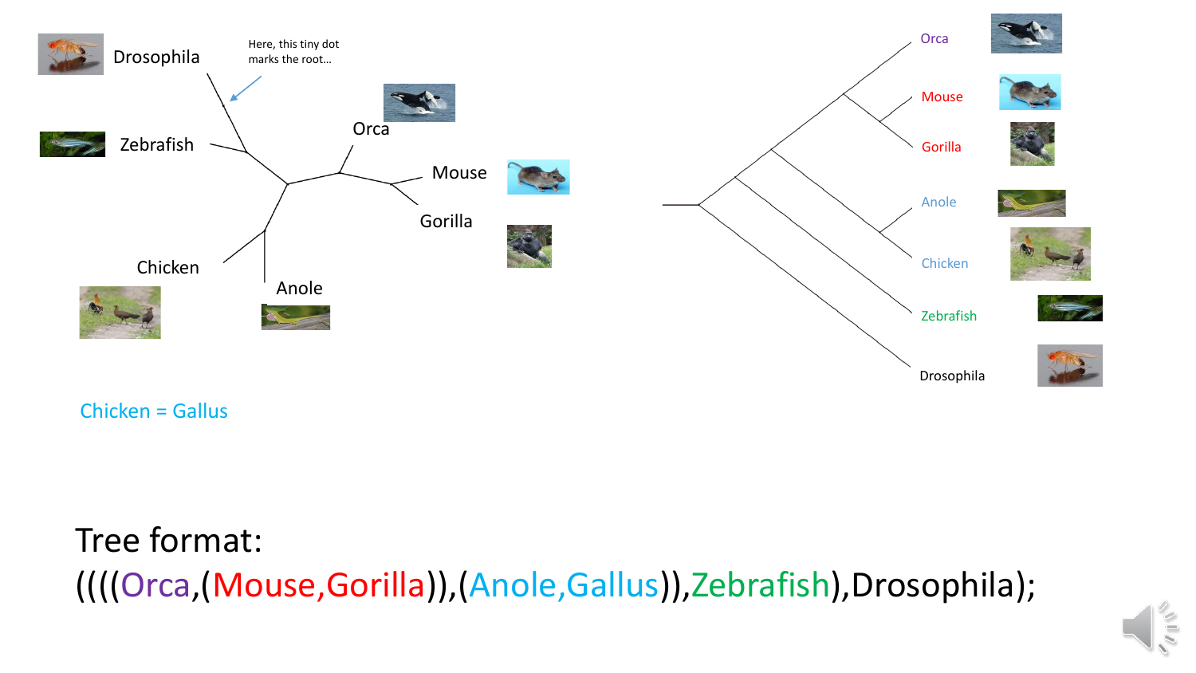Drosophila

Here, this tiny dot marks the root…

Zebrafish

Orca

Mouse

Gorilla

Chicken

Anole

Chicken = Gallus

Orca

Mouse

Gorilla

Anole

Chicken

Zebrafish

Drosophila

Tree format:

((((Orca,(Mouse,Gorilla)),(Anole,Gallus)),Zebrafish),Drosophila);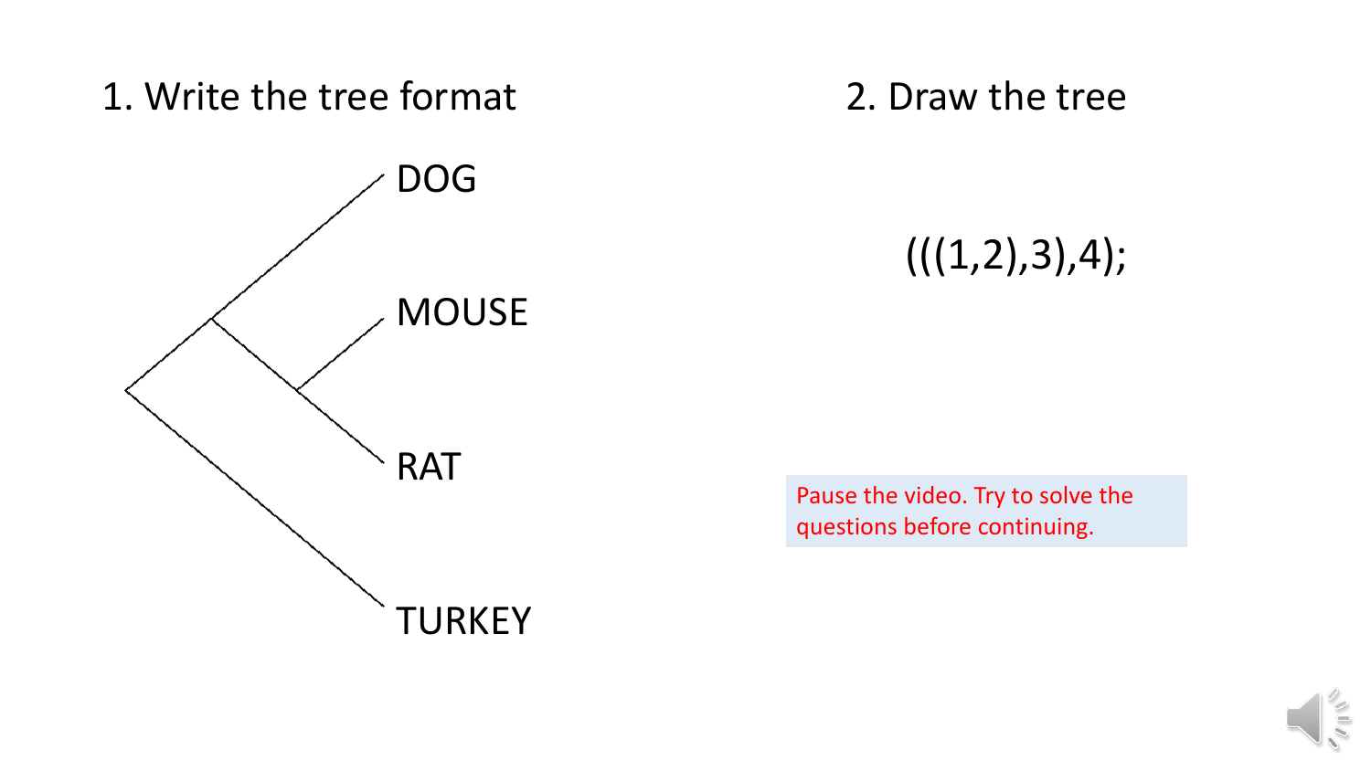1. Write the tree format

DOG

MOUSE

RAT

TURKEY

2. Draw the tree

(((1,2),3),4);

Pause the video. Try to solve the questions before continuing.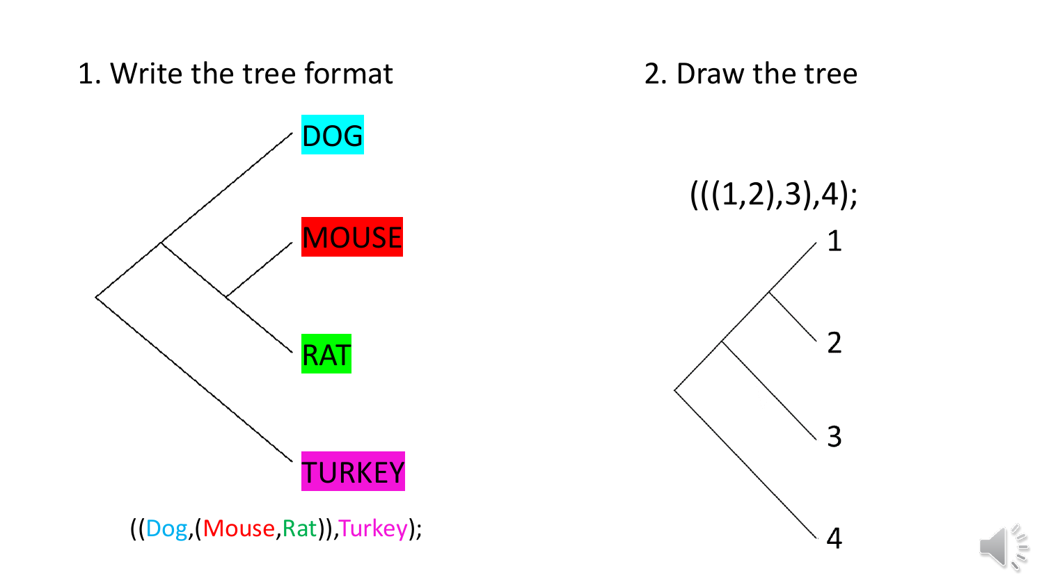## 1. Write the tree format

DOG

MOUSE

RAT

TURKEY

((Dog,(Mouse,Rat)),Turkey);

## 2. Draw the tree

(((1,2),3),4);

1

2

3

4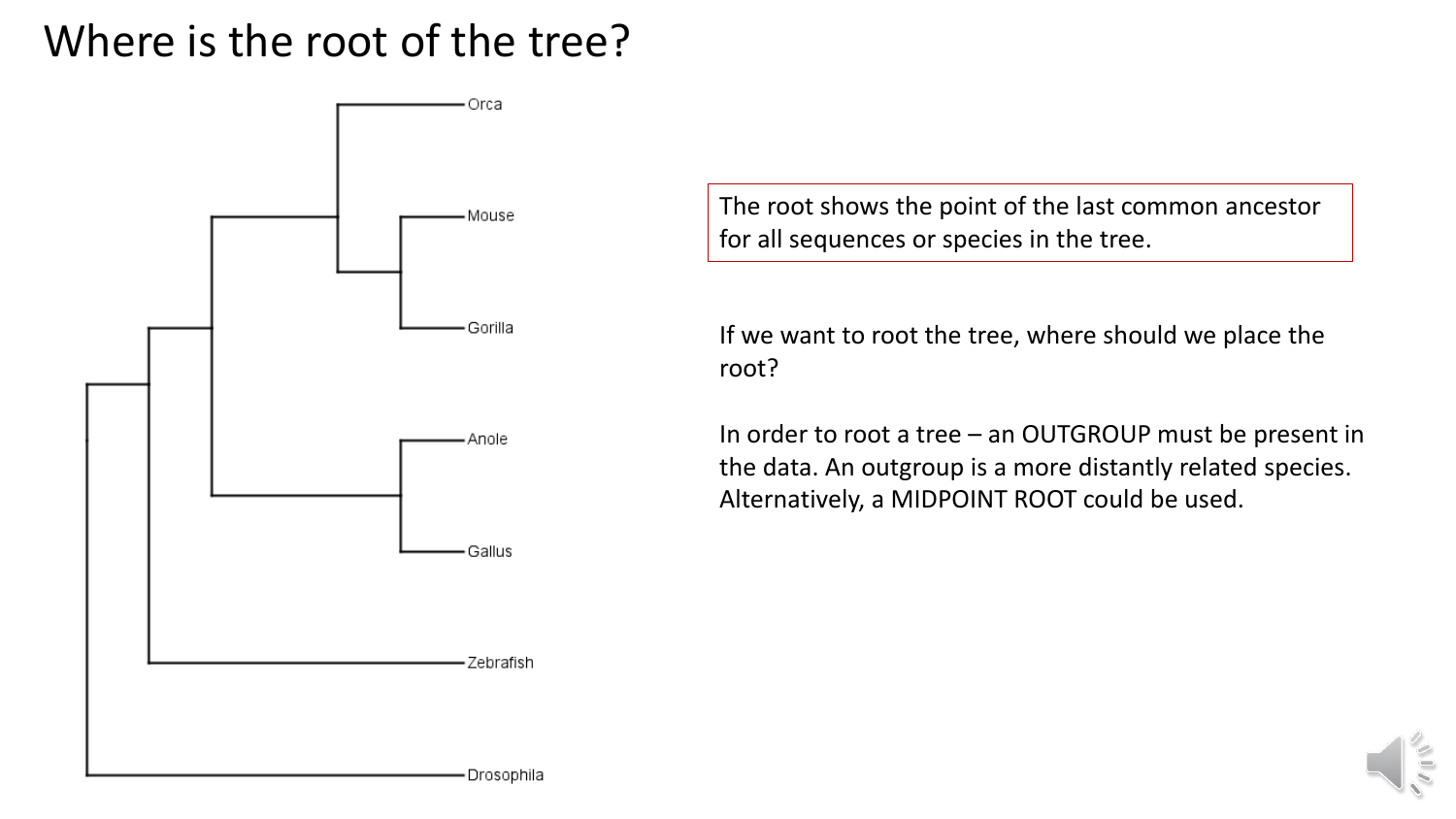# Where is the root of the tree?

Orca

Mouse

Gorilla

Anole

Gallus

Zebrafish

Drosophila

The root shows the point of the last common ancestor for all sequences or species in the tree.

If we want to root the tree, where should we place the root?

In order to root a tree – an OUTGROUP must be present in the data. An outgroup is a more distantly related species. Alternatively, a MIDPOINT ROOT could be used.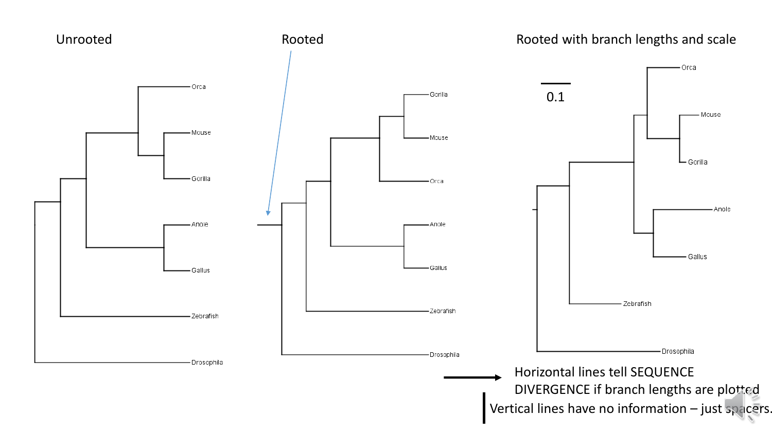Unrooted

Rooted

Rooted with branch lengths and scale

Orca
Mouse
Gorilla
Anole
Gallus
Zebrafish
Drosophila

Gorilla
Mouse
Orca
Anole
Gallus
Zebrafish
Drosophila

0.1

Orca
Mouse
Gorilla
Anole
Gallus
Zebrafish
Drosophila

Horizontal lines tell SEQUENCE DIVERGENCE if branch lengths are plotted

Vertical lines have no information – just spacers.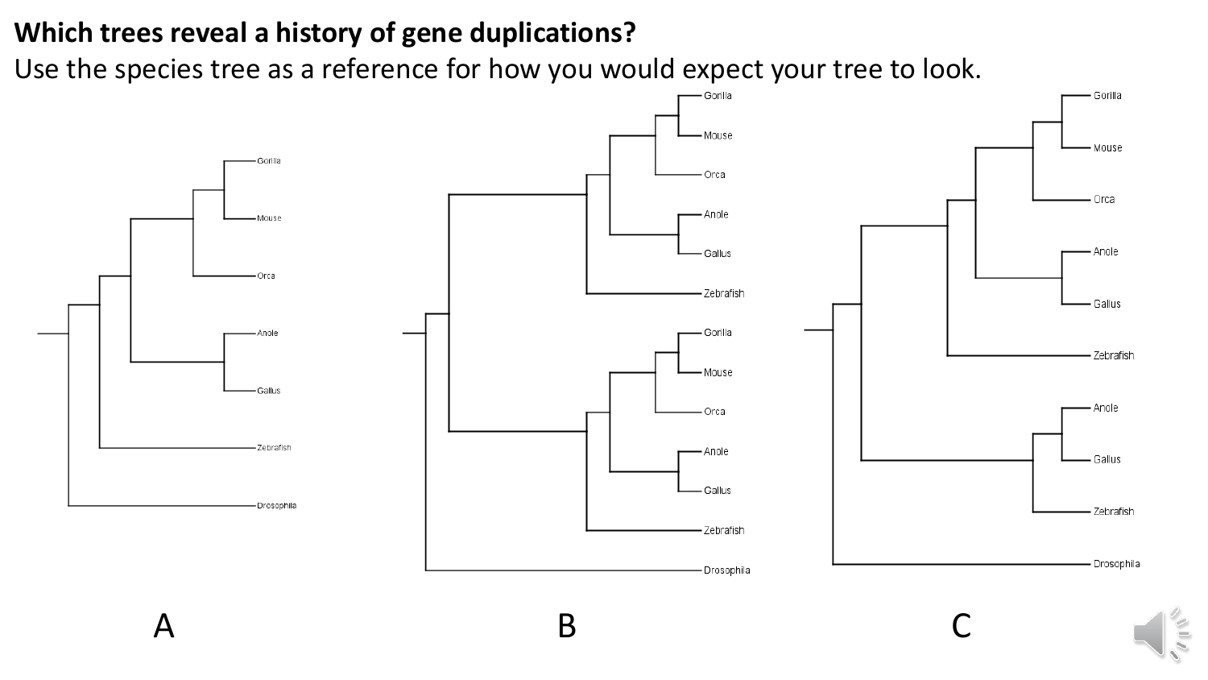**Which trees reveal a history of gene duplications?**

Use the species tree as a reference for how you would expect your tree to look.

A

B

C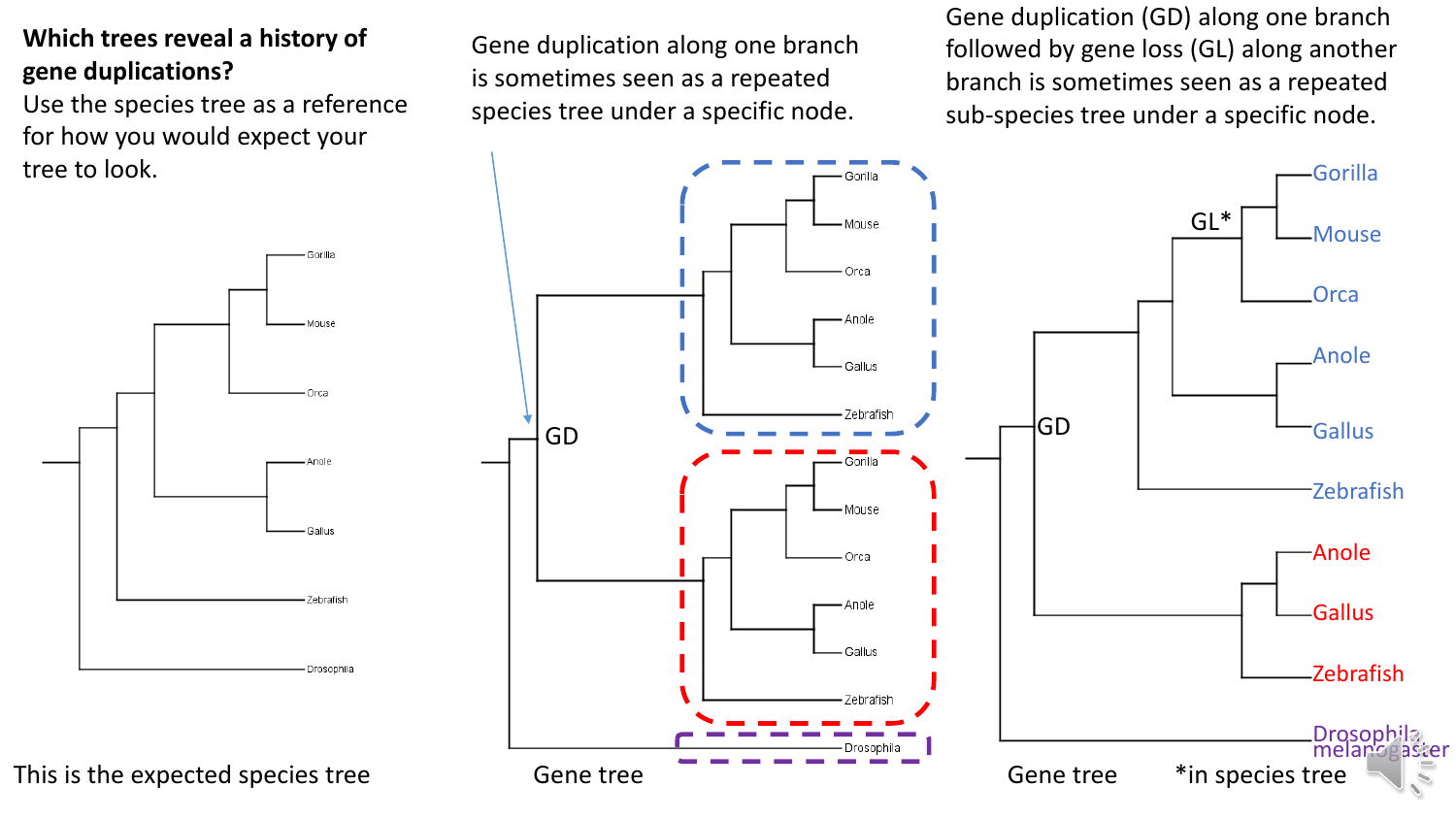**Which trees reveal a history of gene duplications?**

Use the species tree as a reference for how you would expect your tree to look.

Gene duplication along one branch is sometimes seen as a repeated species tree under a specific node.

Gene duplication (GD) along one branch followed by gene loss (GL) along another branch is sometimes seen as a repeated sub-species tree under a specific node.

Gorilla
Mouse
Orca
Anole
Gallus
Zebrafish
Drosophila

This is the expected species tree

GD

Gorilla
Mouse
Orca
Anole
Gallus
Zebrafish
Gorilla
Mouse
Orca
Anole
Gallus
Zebrafish
Drosophila

Gene tree

GL*

GD

Gorilla
Mouse
Orca
Anole
Gallus
Zebrafish
Anole
Gallus
Zebrafish
Drosophila melanogaster

Gene tree

*in species tree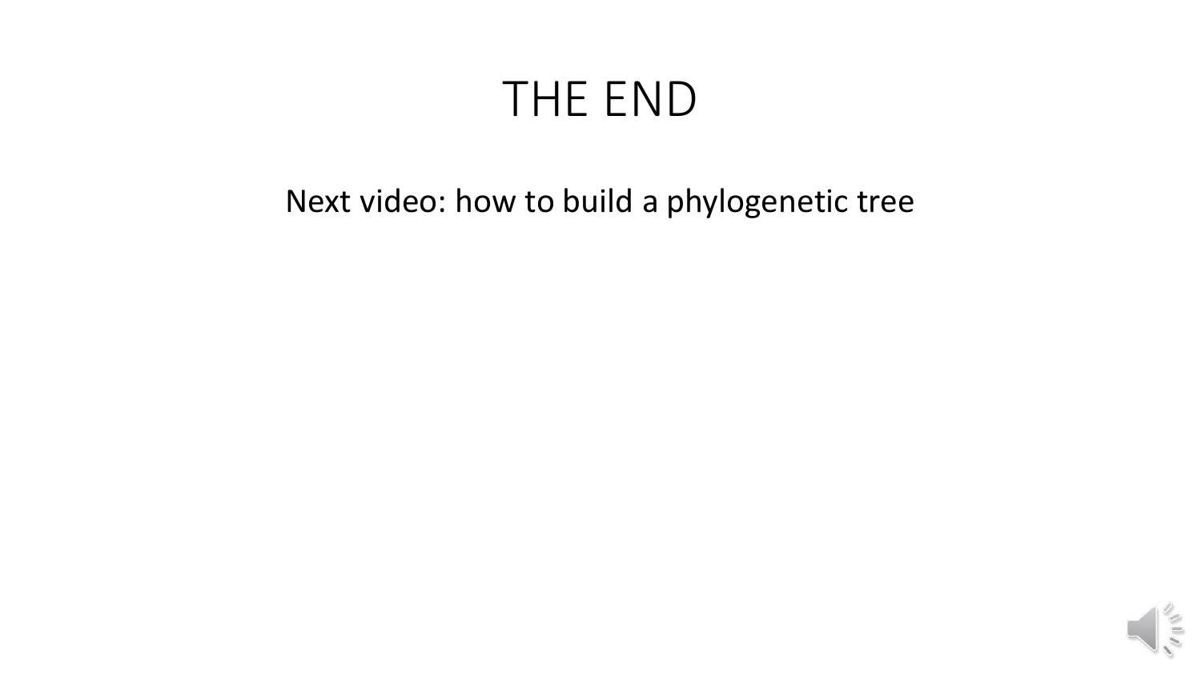# THE END

Next video: how to build a phylogenetic tree